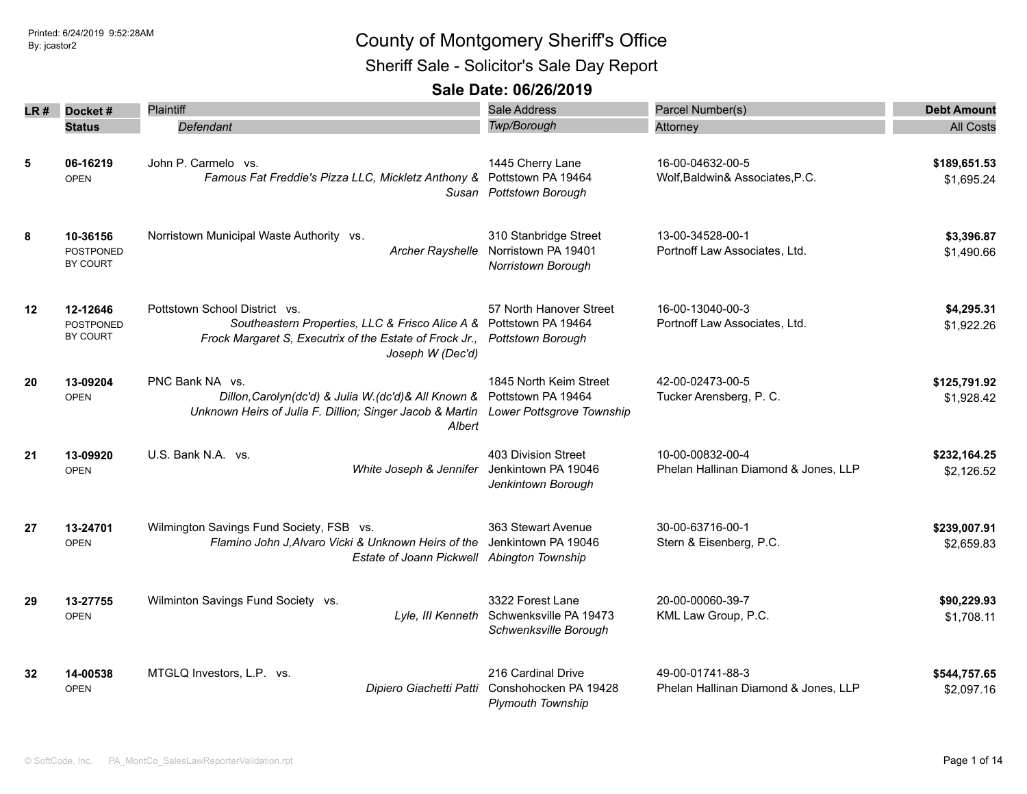Printed: 6/24/2019 9:52:28AM
By: jcastor2

# County of Montgomery Sheriff's Office

## Sheriff Sale - Solicitor's Sale Day Report

### Sale Date: 06/26/2019

| LR # | Docket # / Status | Plaintiff / *Defendant* | Sale Address / *Twp/Borough* | Parcel Number(s) / Attorney | Debt Amount / All Costs |
|---|---|---|---|---|---|
| 5 | **06-16219** OPEN | John P. Carmelo vs. *Famous Fat Freddie's Pizza LLC, Mickletz Anthony & Susan* | 1445 Cherry Lane Pottstown PA 19464 *Pottstown Borough* | 16-00-04632-00-5 Wolf,Baldwin& Associates,P.C. | **$189,651.53** $1,695.24 |
| 8 | **10-36156** POSTPONED BY COURT | Norristown Municipal Waste Authority vs. *Archer Rayshelle* | 310 Stanbridge Street Norristown PA 19401 *Norristown Borough* | 13-00-34528-00-1 Portnoff Law Associates, Ltd. | **$3,396.87** $1,490.66 |
| 12 | **12-12646** POSTPONED BY COURT | Pottstown School District vs. *Southeastern Properties, LLC & Frisco Alice A & Frock Margaret S, Executrix of the Estate of Frock Jr., Joseph W (Dec'd)* | 57 North Hanover Street Pottstown PA 19464 *Pottstown Borough* | 16-00-13040-00-3 Portnoff Law Associates, Ltd. | **$4,295.31** $1,922.26 |
| 20 | **13-09204** OPEN | PNC Bank NA vs. *Dillon,Carolyn(dc'd) & Julia W.(dc'd)& All Known & Unknown Heirs of Julia F. Dillion; Singer Jacob & Martin Albert* | 1845 North Keim Street Pottstown PA 19464 *Lower Pottsgrove Township* | 42-00-02473-00-5 Tucker Arensberg, P. C. | **$125,791.92** $1,928.42 |
| 21 | **13-09920** OPEN | U.S. Bank N.A. vs. *White Joseph & Jennifer* | 403 Division Street Jenkintown PA 19046 *Jenkintown Borough* | 10-00-00832-00-4 Phelan Hallinan Diamond & Jones, LLP | **$232,164.25** $2,126.52 |
| 27 | **13-24701** OPEN | Wilmington Savings Fund Society, FSB vs. *Flamino John J,Alvaro Vicki & Unknown Heirs of the Estate of Joann Pickwell* | 363 Stewart Avenue Jenkintown PA 19046 *Abington Township* | 30-00-63716-00-1 Stern & Eisenberg, P.C. | **$239,007.91** $2,659.83 |
| 29 | **13-27755** OPEN | Wilminton Savings Fund Society vs. *Lyle, III Kenneth* | 3322 Forest Lane Schwenksville PA 19473 *Schwenksville Borough* | 20-00-00060-39-7 KML Law Group, P.C. | **$90,229.93** $1,708.11 |
| 32 | **14-00538** OPEN | MTGLQ Investors, L.P. vs. *Dipiero Giachetti Patti* | 216 Cardinal Drive Conshohocken PA 19428 *Plymouth Township* | 49-00-01741-88-3 Phelan Hallinan Diamond & Jones, LLP | **$544,757.65** $2,097.16 |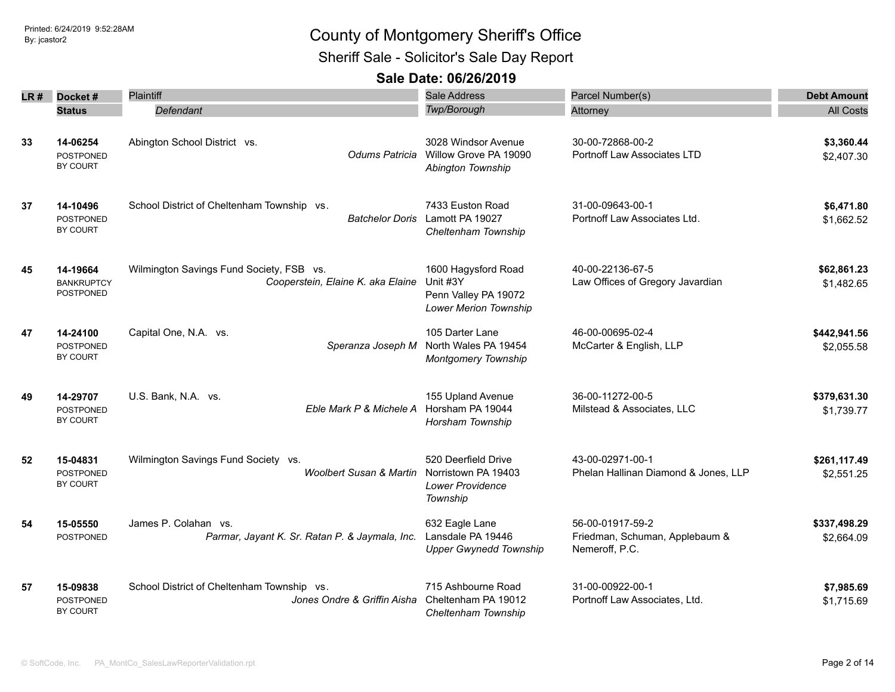# County of Montgomery Sheriff's Office

## Sheriff Sale - Solicitor's Sale Day Report

### Sale Date: 06/26/2019

Printed: 6/24/2019 9:52:28AM
By: jcastor2

| LR # | Docket # / Status | Plaintiff / *Defendant* | Sale Address / *Twp/Borough* | Parcel Number(s) / Attorney | Debt Amount / All Costs |
|---|---|---|---|---|---|
| 33 | 14-06254 POSTPONED BY COURT | Abington School District vs. *Odums Patricia* | 3028 Windsor Avenue Willow Grove PA 19090 *Abington Township* | 30-00-72868-00-2 Portnoff Law Associates LTD | **$3,360.44** $2,407.30 |
| 37 | 14-10496 POSTPONED BY COURT | School District of Cheltenham Township vs. *Batchelor Doris* | 7433 Euston Road Lamott PA 19027 *Cheltenham Township* | 31-00-09643-00-1 Portnoff Law Associates Ltd. | **$6,471.80** $1,662.52 |
| 45 | 14-19664 BANKRUPTCY POSTPONED | Wilmington Savings Fund Society, FSB vs. *Cooperstein, Elaine K. aka Elaine* | 1600 Hagysford Road Unit #3Y Penn Valley PA 19072 *Lower Merion Township* | 40-00-22136-67-5 Law Offices of Gregory Javardian | **$62,861.23** $1,482.65 |
| 47 | 14-24100 POSTPONED BY COURT | Capital One, N.A. vs. *Speranza Joseph M* | 105 Darter Lane North Wales PA 19454 *Montgomery Township* | 46-00-00695-02-4 McCarter & English, LLP | **$442,941.56** $2,055.58 |
| 49 | 14-29707 POSTPONED BY COURT | U.S. Bank, N.A. vs. *Eble Mark P & Michele A* | 155 Upland Avenue Horsham PA 19044 *Horsham Township* | 36-00-11272-00-5 Milstead & Associates, LLC | **$379,631.30** $1,739.77 |
| 52 | 15-04831 POSTPONED BY COURT | Wilmington Savings Fund Society vs. *Woolbert Susan & Martin* | 520 Deerfield Drive Norristown PA 19403 *Lower Providence Township* | 43-00-02971-00-1 Phelan Hallinan Diamond & Jones, LLP | **$261,117.49** $2,551.25 |
| 54 | 15-05550 POSTPONED | James P. Colahan vs. *Parmar, Jayant K. Sr. Ratan P. & Jaymala, Inc.* | 632 Eagle Lane Lansdale PA 19446 *Upper Gwynedd Township* | 56-00-01917-59-2 Friedman, Schuman, Applebaum & Nemeroff, P.C. | **$337,498.29** $2,664.09 |
| 57 | 15-09838 POSTPONED BY COURT | School District of Cheltenham Township vs. *Jones Ondre & Griffin Aisha* | 715 Ashbourne Road Cheltenham PA 19012 *Cheltenham Township* | 31-00-00922-00-1 Portnoff Law Associates, Ltd. | **$7,985.69** $1,715.69 |

© SoftCode, Inc. PA_MontCo_SalesLawReporterValidation.rpt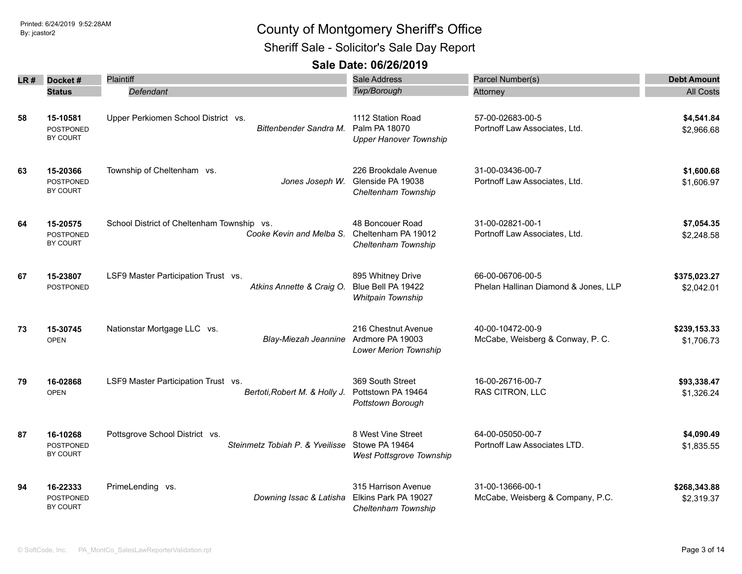# County of Montgomery Sheriff's Office

## Sheriff Sale - Solicitor's Sale Day Report

### Sale Date: 06/26/2019

| LR # | Docket # / Status | Plaintiff / Defendant | Sale Address / Twp/Borough | Parcel Number(s) / Attorney | Debt Amount / All Costs |
|---|---|---|---|---|---|
| 58 | **15-10581** POSTPONED BY COURT | Upper Perkiomen School District vs. *Bittenbender Sandra M.* | 1112 Station Road Palm PA 18070 *Upper Hanover Township* | 57-00-02683-00-5 Portnoff Law Associates, Ltd. | **$4,541.84** $2,966.68 |
| 63 | **15-20366** POSTPONED BY COURT | Township of Cheltenham vs. *Jones Joseph W.* | 226 Brookdale Avenue Glenside PA 19038 *Cheltenham Township* | 31-00-03436-00-7 Portnoff Law Associates, Ltd. | **$1,600.68** $1,606.97 |
| 64 | **15-20575** POSTPONED BY COURT | School District of Cheltenham Township vs. *Cooke Kevin and Melba S.* | 48 Boncouer Road Cheltenham PA 19012 *Cheltenham Township* | 31-00-02821-00-1 Portnoff Law Associates, Ltd. | **$7,054.35** $2,248.58 |
| 67 | **15-23807** POSTPONED | LSF9 Master Participation Trust vs. *Atkins Annette & Craig O.* | 895 Whitney Drive Blue Bell PA 19422 *Whitpain Township* | 66-00-06706-00-5 Phelan Hallinan Diamond & Jones, LLP | **$375,023.27** $2,042.01 |
| 73 | **15-30745** OPEN | Nationstar Mortgage LLC vs. *Blay-Miezah Jeannine* | 216 Chestnut Avenue Ardmore PA 19003 *Lower Merion Township* | 40-00-10472-00-9 McCabe, Weisberg & Conway, P. C. | **$239,153.33** $1,706.73 |
| 79 | **16-02868** OPEN | LSF9 Master Participation Trust vs. *Bertoti,Robert M. & Holly J.* | 369 South Street Pottstown PA 19464 *Pottstown Borough* | 16-00-26716-00-7 RAS CITRON, LLC | **$93,338.47** $1,326.24 |
| 87 | **16-10268** POSTPONED BY COURT | Pottsgrove School District vs. *Steinmetz Tobiah P. & Yveilisse* | 8 West Vine Street Stowe PA 19464 *West Pottsgrove Township* | 64-00-05050-00-7 Portnoff Law Associates LTD. | **$4,090.49** $1,835.55 |
| 94 | **16-22333** POSTPONED BY COURT | PrimeLending vs. *Downing Issac & Latisha* | 315 Harrison Avenue Elkins Park PA 19027 *Cheltenham Township* | 31-00-13666-00-1 McCabe, Weisberg & Company, P.C. | **$268,343.88** $2,319.37 |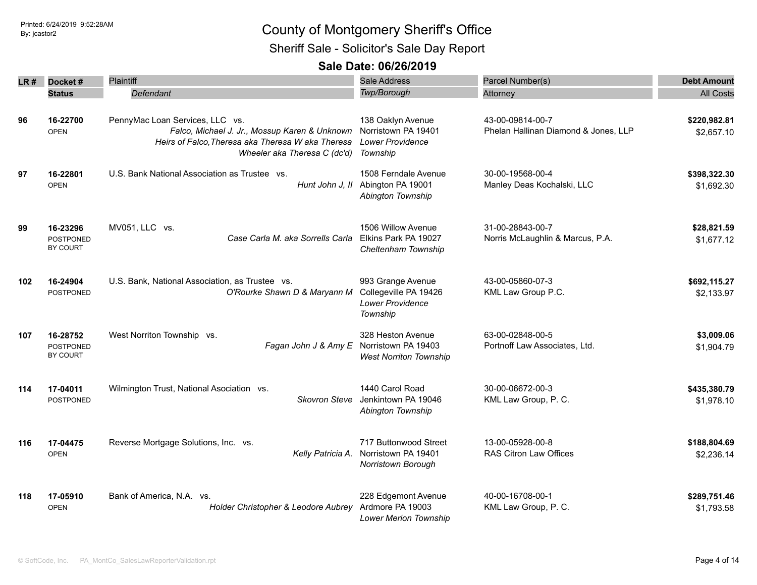# County of Montgomery Sheriff's Office

## Sheriff Sale - Solicitor's Sale Day Report

### Sale Date: 06/26/2019

Printed: 6/24/2019 9:52:28AM
By: jcastor2

| LR # | Docket # / Status | Plaintiff / *Defendant* | Sale Address / *Twp/Borough* | Parcel Number(s) / Attorney | Debt Amount / All Costs |
|---|---|---|---|---|---|
| 96 | **16-22700** OPEN | PennyMac Loan Services, LLC vs. *Falco, Michael J. Jr., Mossup Karen & Unknown Heirs of Falco,Theresa aka Theresa W aka Theresa Wheeler aka Theresa C (dc'd)* | 138 Oaklyn Avenue Norristown PA 19401 *Lower Providence Township* | 43-00-09814-00-7 Phelan Hallinan Diamond & Jones, LLP | **$220,982.81** $2,657.10 |
| 97 | **16-22801** OPEN | U.S. Bank National Association as Trustee vs. *Hunt John J, II* | 1508 Ferndale Avenue Abington PA 19001 *Abington Township* | 30-00-19568-00-4 Manley Deas Kochalski, LLC | **$398,322.30** $1,692.30 |
| 99 | **16-23296** POSTPONED BY COURT | MV051, LLC vs. *Case Carla M. aka Sorrells Carla* | 1506 Willow Avenue Elkins Park PA 19027 *Cheltenham Township* | 31-00-28843-00-7 Norris McLaughlin & Marcus, P.A. | **$28,821.59** $1,677.12 |
| 102 | **16-24904** POSTPONED | U.S. Bank, National Association, as Trustee vs. *O'Rourke Shawn D & Maryann M* | 993 Grange Avenue Collegeville PA 19426 *Lower Providence Township* | 43-00-05860-07-3 KML Law Group P.C. | **$692,115.27** $2,133.97 |
| 107 | **16-28752** POSTPONED BY COURT | West Norriton Township vs. *Fagan John J & Amy E* | 328 Heston Avenue Norristown PA 19403 *West Norriton Township* | 63-00-02848-00-5 Portnoff Law Associates, Ltd. | **$3,009.06** $1,904.79 |
| 114 | **17-04011** POSTPONED | Wilmington Trust, National Asociation vs. *Skovron Steve* | 1440 Carol Road Jenkintown PA 19046 *Abington Township* | 30-00-06672-00-3 KML Law Group, P. C. | **$435,380.79** $1,978.10 |
| 116 | **17-04475** OPEN | Reverse Mortgage Solutions, Inc. vs. *Kelly Patricia A.* | 717 Buttonwood Street Norristown PA 19401 *Norristown Borough* | 13-00-05928-00-8 RAS Citron Law Offices | **$188,804.69** $2,236.14 |
| 118 | **17-05910** OPEN | Bank of America, N.A. vs. *Holder Christopher & Leodore Aubrey* | 228 Edgemont Avenue Ardmore PA 19003 *Lower Merion Township* | 40-00-16708-00-1 KML Law Group, P. C. | **$289,751.46** $1,793.58 |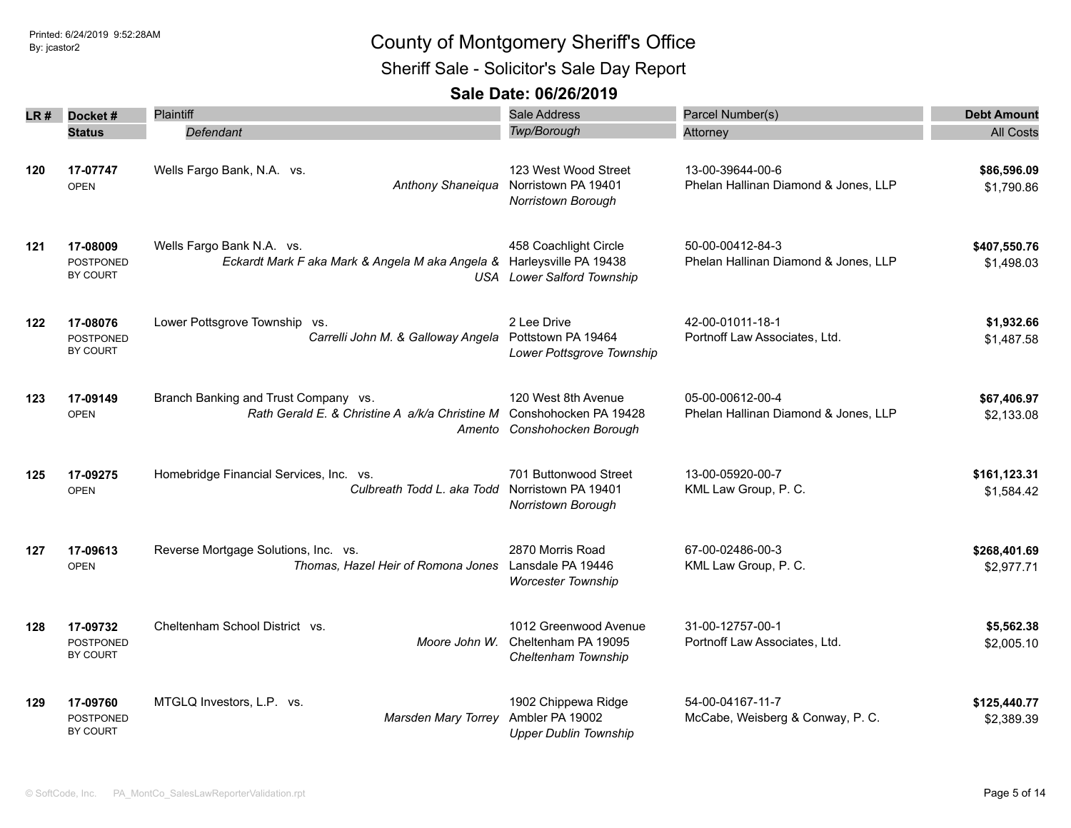# County of Montgomery Sheriff's Office

## Sheriff Sale - Solicitor's Sale Day Report

### Sale Date: 06/26/2019

| LR # | Docket # / Status | Plaintiff / *Defendant* | Sale Address / *Twp/Borough* | Parcel Number(s) / Attorney | Debt Amount / All Costs |
|---|---|---|---|---|---|
| 120 | **17-07747** OPEN | Wells Fargo Bank, N.A. vs. *Anthony Shaneiqua* | 123 West Wood Street Norristown PA 19401 *Norristown Borough* | 13-00-39644-00-6 Phelan Hallinan Diamond & Jones, LLP | **$86,596.09** $1,790.86 |
| 121 | **17-08009** POSTPONED BY COURT | Wells Fargo Bank N.A. vs. *Eckardt Mark F aka Mark & Angela M aka Angela & USA* | 458 Coachlight Circle Harleysville PA 19438 *Lower Salford Township* | 50-00-00412-84-3 Phelan Hallinan Diamond & Jones, LLP | **$407,550.76** $1,498.03 |
| 122 | **17-08076** POSTPONED BY COURT | Lower Pottsgrove Township vs. *Carrelli John M. & Galloway Angela* | 2 Lee Drive Pottstown PA 19464 *Lower Pottsgrove Township* | 42-00-01011-18-1 Portnoff Law Associates, Ltd. | **$1,932.66** $1,487.58 |
| 123 | **17-09149** OPEN | Branch Banking and Trust Company vs. *Rath Gerald E. & Christine A a/k/a Christine M Amento* | 120 West 8th Avenue Conshohocken PA 19428 *Conshohocken Borough* | 05-00-00612-00-4 Phelan Hallinan Diamond & Jones, LLP | **$67,406.97** $2,133.08 |
| 125 | **17-09275** OPEN | Homebridge Financial Services, Inc. vs. *Culbreath Todd L. aka Todd* | 701 Buttonwood Street Norristown PA 19401 *Norristown Borough* | 13-00-05920-00-7 KML Law Group, P. C. | **$161,123.31** $1,584.42 |
| 127 | **17-09613** OPEN | Reverse Mortgage Solutions, Inc. vs. *Thomas, Hazel Heir of Romona Jones* | 2870 Morris Road Lansdale PA 19446 *Worcester Township* | 67-00-02486-00-3 KML Law Group, P. C. | **$268,401.69** $2,977.71 |
| 128 | **17-09732** POSTPONED BY COURT | Cheltenham School District vs. *Moore John W.* | 1012 Greenwood Avenue Cheltenham PA 19095 *Cheltenham Township* | 31-00-12757-00-1 Portnoff Law Associates, Ltd. | **$5,562.38** $2,005.10 |
| 129 | **17-09760** POSTPONED BY COURT | MTGLQ Investors, L.P. vs. *Marsden Mary Torrey* | 1902 Chippewa Ridge Ambler PA 19002 *Upper Dublin Township* | 54-00-04167-11-7 McCabe, Weisberg & Conway, P. C. | **$125,440.77** $2,389.39 |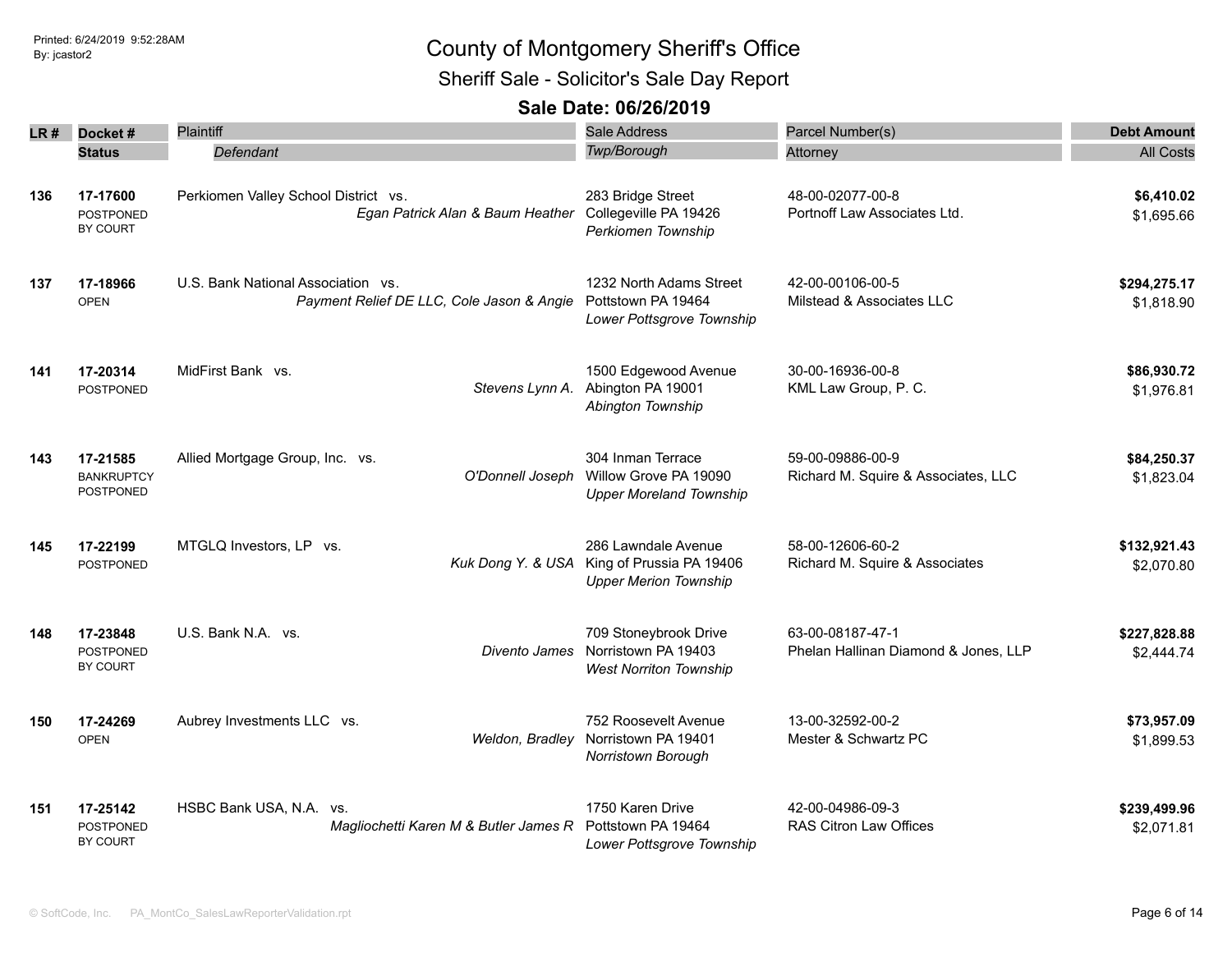Printed: 6/24/2019 9:52:28AM
By: jcastor2

# County of Montgomery Sheriff's Office

## Sheriff Sale - Solicitor's Sale Day Report

### Sale Date: 06/26/2019

| LR # | Docket # / Status | Plaintiff / *Defendant* | Sale Address / *Twp/Borough* | Parcel Number(s) / Attorney | Debt Amount / All Costs |
|---|---|---|---|---|---|
| 136 | **17-17600** POSTPONED BY COURT | Perkiomen Valley School District vs. *Egan Patrick Alan & Baum Heather* | 283 Bridge Street Collegeville PA 19426 *Perkiomen Township* | 48-00-02077-00-8 Portnoff Law Associates Ltd. | **$6,410.02** $1,695.66 |
| 137 | **17-18966** OPEN | U.S. Bank National Association vs. *Payment Relief DE LLC, Cole Jason & Angie* | 1232 North Adams Street Pottstown PA 19464 *Lower Pottsgrove Township* | 42-00-00106-00-5 Milstead & Associates LLC | **$294,275.17** $1,818.90 |
| 141 | **17-20314** POSTPONED | MidFirst Bank vs. *Stevens Lynn A.* | 1500 Edgewood Avenue Abington PA 19001 *Abington Township* | 30-00-16936-00-8 KML Law Group, P. C. | **$86,930.72** $1,976.81 |
| 143 | **17-21585** BANKRUPTCY POSTPONED | Allied Mortgage Group, Inc. vs. *O'Donnell Joseph* | 304 Inman Terrace Willow Grove PA 19090 *Upper Moreland Township* | 59-00-09886-00-9 Richard M. Squire & Associates, LLC | **$84,250.37** $1,823.04 |
| 145 | **17-22199** POSTPONED | MTGLQ Investors, LP vs. *Kuk Dong Y. & USA* | 286 Lawndale Avenue King of Prussia PA 19406 *Upper Merion Township* | 58-00-12606-60-2 Richard M. Squire & Associates | **$132,921.43** $2,070.80 |
| 148 | **17-23848** POSTPONED BY COURT | U.S. Bank N.A. vs. *Divento James* | 709 Stoneybrook Drive Norristown PA 19403 *West Norriton Township* | 63-00-08187-47-1 Phelan Hallinan Diamond & Jones, LLP | **$227,828.88** $2,444.74 |
| 150 | **17-24269** OPEN | Aubrey Investments LLC vs. *Weldon, Bradley* | 752 Roosevelt Avenue Norristown PA 19401 *Norristown Borough* | 13-00-32592-00-2 Mester & Schwartz PC | **$73,957.09** $1,899.53 |
| 151 | **17-25142** POSTPONED BY COURT | HSBC Bank USA, N.A. vs. *Magliochetti Karen M & Butler James R* | 1750 Karen Drive Pottstown PA 19464 *Lower Pottsgrove Township* | 42-00-04986-09-3 RAS Citron Law Offices | **$239,499.96** $2,071.81 |

© SoftCode, Inc. PA_MontCo_SalesLawReporterValidation.rpt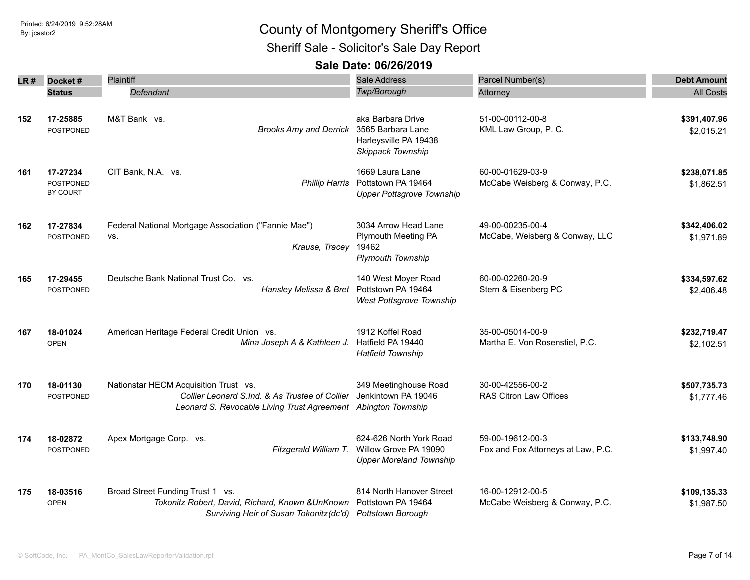Printed: 6/24/2019 9:52:28AM
By: jcastor2

# County of Montgomery Sheriff's Office

## Sheriff Sale - Solicitor's Sale Day Report

### Sale Date: 06/26/2019

| LR # | Docket # / Status | Plaintiff / *Defendant* | Sale Address / *Twp/Borough* | Parcel Number(s) / Attorney | Debt Amount / All Costs |
|---|---|---|---|---|---|
| 152 | **17-25885** POSTPONED | M&T Bank vs. *Brooks Amy and Derrick* | aka Barbara Drive 3565 Barbara Lane Harleysville PA 19438 *Skippack Township* | 51-00-00112-00-8 KML Law Group, P. C. | **$391,407.96** $2,015.21 |
| 161 | **17-27234** POSTPONED BY COURT | CIT Bank, N.A. vs. *Phillip Harris* | 1669 Laura Lane Pottstown PA 19464 *Upper Pottsgrove Township* | 60-00-01629-03-9 McCabe Weisberg & Conway, P.C. | **$238,071.85** $1,862.51 |
| 162 | **17-27834** POSTPONED | Federal National Mortgage Association ("Fannie Mae") vs. *Krause, Tracey* | 3034 Arrow Head Lane Plymouth Meeting PA 19462 *Plymouth Township* | 49-00-00235-00-4 McCabe, Weisberg & Conway, LLC | **$342,406.02** $1,971.89 |
| 165 | **17-29455** POSTPONED | Deutsche Bank National Trust Co. vs. *Hansley Melissa & Bret* | 140 West Moyer Road Pottstown PA 19464 *West Pottsgrove Township* | 60-00-02260-20-9 Stern & Eisenberg PC | **$334,597.62** $2,406.48 |
| 167 | **18-01024** OPEN | American Heritage Federal Credit Union vs. *Mina Joseph A & Kathleen J.* | 1912 Koffel Road Hatfield PA 19440 *Hatfield Township* | 35-00-05014-00-9 Martha E. Von Rosenstiel, P.C. | **$232,719.47** $2,102.51 |
| 170 | **18-01130** POSTPONED | Nationstar HECM Acquisition Trust vs. *Collier Leonard S.Ind. & As Trustee of Collier Leonard S. Revocable Living Trust Agreement* | 349 Meetinghouse Road Jenkintown PA 19046 *Abington Township* | 30-00-42556-00-2 RAS Citron Law Offices | **$507,735.73** $1,777.46 |
| 174 | **18-02872** POSTPONED | Apex Mortgage Corp. vs. *Fitzgerald William T.* | 624-626 North York Road Willow Grove PA 19090 *Upper Moreland Township* | 59-00-19612-00-3 Fox and Fox Attorneys at Law, P.C. | **$133,748.90** $1,997.40 |
| 175 | **18-03516** OPEN | Broad Street Funding Trust 1 vs. *Tokonitz Robert, David, Richard, Known &UnKnown Surviving Heir of Susan Tokonitz(dc'd)* | 814 North Hanover Street Pottstown PA 19464 *Pottstown Borough* | 16-00-12912-00-5 McCabe Weisberg & Conway, P.C. | **$109,135.33** $1,987.50 |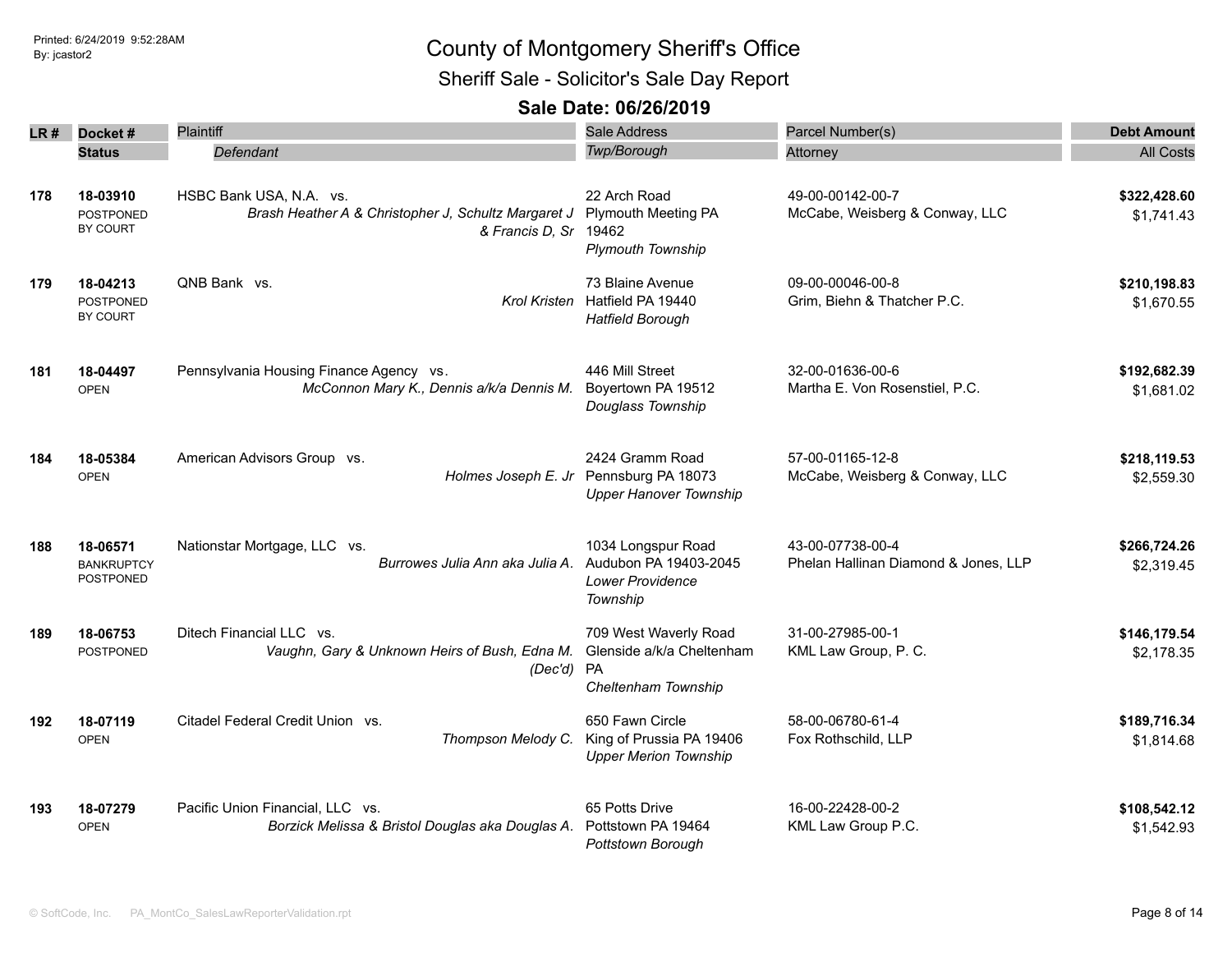# County of Montgomery Sheriff's Office

## Sheriff Sale - Solicitor's Sale Day Report

### Sale Date: 06/26/2019

Printed: 6/24/2019 9:52:28AM
By: jcastor2

| LR # | Docket # / Status | Plaintiff / *Defendant* | Sale Address / *Twp/Borough* | Parcel Number(s) / Attorney | Debt Amount / All Costs |
|---|---|---|---|---|---|
| 178 | **18-03910** POSTPONED BY COURT | HSBC Bank USA, N.A. vs. *Brash Heather A & Christopher J, Schultz Margaret J & Francis D, Sr* | 22 Arch Road Plymouth Meeting PA 19462 *Plymouth Township* | 49-00-00142-00-7 McCabe, Weisberg & Conway, LLC | **$322,428.60** $1,741.43 |
| 179 | **18-04213** POSTPONED BY COURT | QNB Bank vs. *Krol Kristen* | 73 Blaine Avenue Hatfield PA 19440 *Hatfield Borough* | 09-00-00046-00-8 Grim, Biehn & Thatcher P.C. | **$210,198.83** $1,670.55 |
| 181 | **18-04497** OPEN | Pennsylvania Housing Finance Agency vs. *McConnon Mary K., Dennis a/k/a Dennis M.* | 446 Mill Street Boyertown PA 19512 *Douglass Township* | 32-00-01636-00-6 Martha E. Von Rosenstiel, P.C. | **$192,682.39** $1,681.02 |
| 184 | **18-05384** OPEN | American Advisors Group vs. *Holmes Joseph E. Jr* | 2424 Gramm Road Pennsburg PA 18073 *Upper Hanover Township* | 57-00-01165-12-8 McCabe, Weisberg & Conway, LLC | **$218,119.53** $2,559.30 |
| 188 | **18-06571** BANKRUPTCY POSTPONED | Nationstar Mortgage, LLC vs. *Burrowes Julia Ann aka Julia A.* | 1034 Longspur Road Audubon PA 19403-2045 *Lower Providence Township* | 43-00-07738-00-4 Phelan Hallinan Diamond & Jones, LLP | **$266,724.26** $2,319.45 |
| 189 | **18-06753** POSTPONED | Ditech Financial LLC vs. *Vaughn, Gary & Unknown Heirs of Bush, Edna M. (Dec'd)* | 709 West Waverly Road Glenside a/k/a Cheltenham PA *Cheltenham Township* | 31-00-27985-00-1 KML Law Group, P. C. | **$146,179.54** $2,178.35 |
| 192 | **18-07119** OPEN | Citadel Federal Credit Union vs. *Thompson Melody C.* | 650 Fawn Circle King of Prussia PA 19406 *Upper Merion Township* | 58-00-06780-61-4 Fox Rothschild, LLP | **$189,716.34** $1,814.68 |
| 193 | **18-07279** OPEN | Pacific Union Financial, LLC vs. *Borzick Melissa & Bristol Douglas aka Douglas A.* | 65 Potts Drive Pottstown PA 19464 *Pottstown Borough* | 16-00-22428-00-2 KML Law Group P.C. | **$108,542.12** $1,542.93 |

© SoftCode, Inc. PA_MontCo_SalesLawReporterValidation.rpt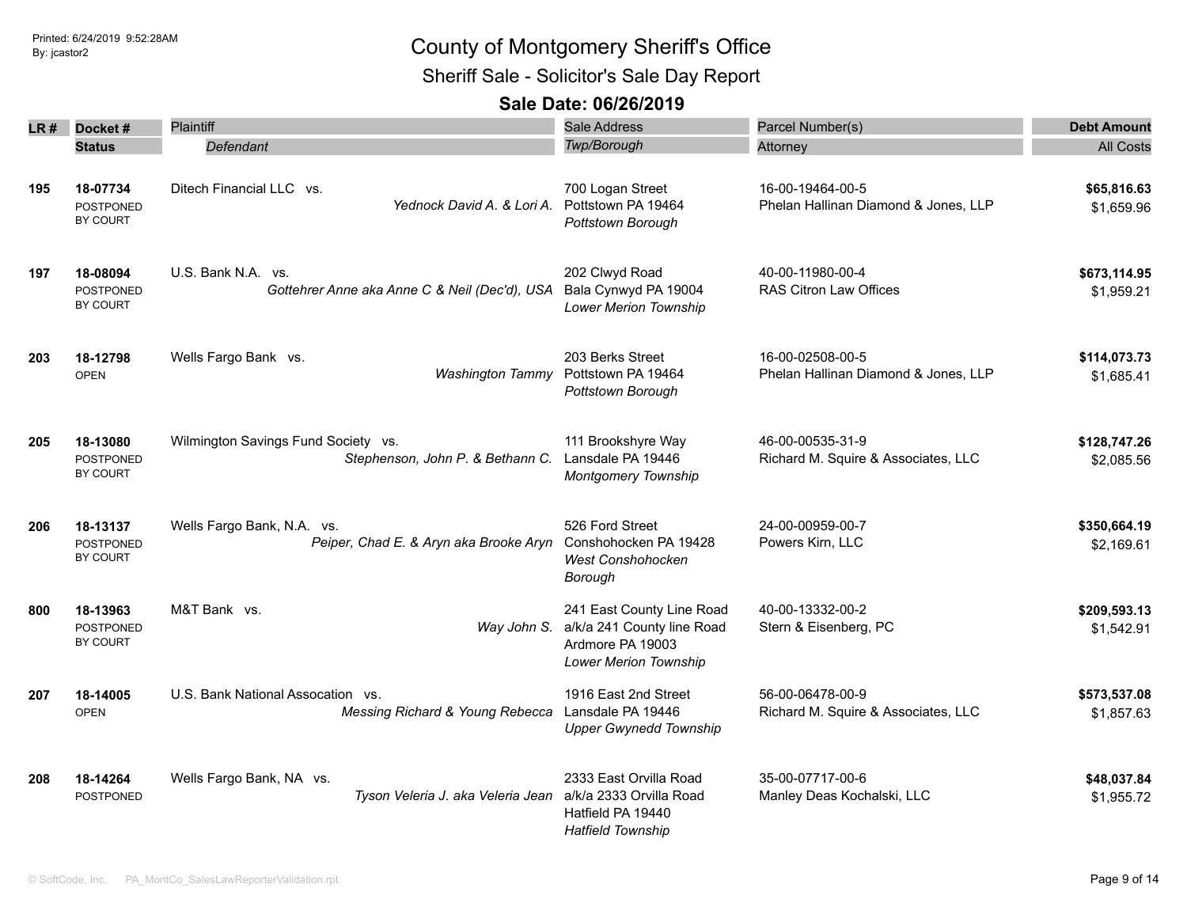# County of Montgomery Sheriff's Office

## Sheriff Sale - Solicitor's Sale Day Report

### Sale Date: 06/26/2019

| LR # | Docket # / Status | Plaintiff / Defendant | Sale Address / Twp/Borough | Parcel Number(s) / Attorney | Debt Amount / All Costs |
|---|---|---|---|---|---|
| 195 | **18-07734** POSTPONED BY COURT | Ditech Financial LLC vs. *Yednock David A. & Lori A.* | 700 Logan Street Pottstown PA 19464 *Pottstown Borough* | 16-00-19464-00-5 Phelan Hallinan Diamond & Jones, LLP | **$65,816.63** $1,659.96 |
| 197 | **18-08094** POSTPONED BY COURT | U.S. Bank N.A. vs. *Gottehrer Anne aka Anne C & Neil (Dec'd), USA* | 202 Clwyd Road Bala Cynwyd PA 19004 *Lower Merion Township* | 40-00-11980-00-4 RAS Citron Law Offices | **$673,114.95** $1,959.21 |
| 203 | **18-12798** OPEN | Wells Fargo Bank vs. *Washington Tammy* | 203 Berks Street Pottstown PA 19464 *Pottstown Borough* | 16-00-02508-00-5 Phelan Hallinan Diamond & Jones, LLP | **$114,073.73** $1,685.41 |
| 205 | **18-13080** POSTPONED BY COURT | Wilmington Savings Fund Society vs. *Stephenson, John P. & Bethann C.* | 111 Brookshyre Way Lansdale PA 19446 *Montgomery Township* | 46-00-00535-31-9 Richard M. Squire & Associates, LLC | **$128,747.26** $2,085.56 |
| 206 | **18-13137** POSTPONED BY COURT | Wells Fargo Bank, N.A. vs. *Peiper, Chad E. & Aryn aka Brooke Aryn* | 526 Ford Street Conshohocken PA 19428 *West Conshohocken Borough* | 24-00-00959-00-7 Powers Kirn, LLC | **$350,664.19** $2,169.61 |
| 800 | **18-13963** POSTPONED BY COURT | M&T Bank vs. *Way John S.* | 241 East County Line Road a/k/a 241 County line Road Ardmore PA 19003 *Lower Merion Township* | 40-00-13332-00-2 Stern & Eisenberg, PC | **$209,593.13** $1,542.91 |
| 207 | **18-14005** OPEN | U.S. Bank National Assocation vs. *Messing Richard & Young Rebecca* | 1916 East 2nd Street Lansdale PA 19446 *Upper Gwynedd Township* | 56-00-06478-00-9 Richard M. Squire & Associates, LLC | **$573,537.08** $1,857.63 |
| 208 | **18-14264** POSTPONED | Wells Fargo Bank, NA vs. *Tyson Veleria J. aka Veleria Jean* | 2333 East Orvilla Road a/k/a 2333 Orvilla Road Hatfield PA 19440 *Hatfield Township* | 35-00-07717-00-6 Manley Deas Kochalski, LLC | **$48,037.84** $1,955.72 |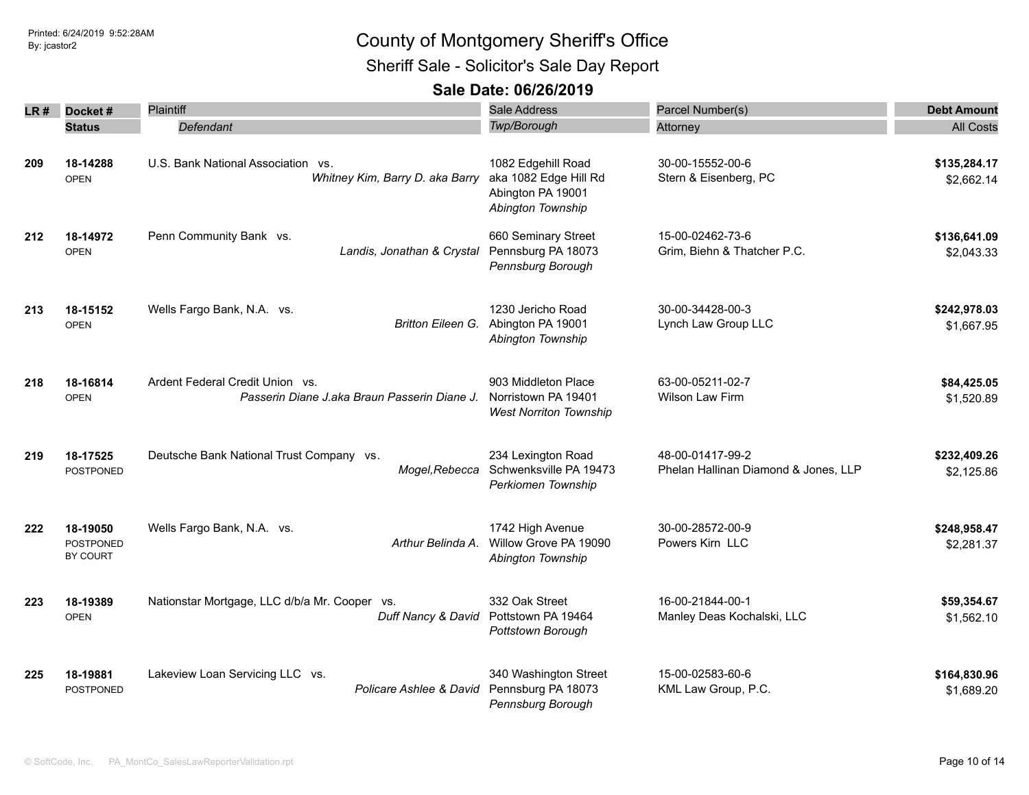# County of Montgomery Sheriff's Office

## Sheriff Sale - Solicitor's Sale Day Report

### Sale Date: 06/26/2019

Printed: 6/24/2019 9:52:28AM
By: jcastor2

| LR # | Docket # / Status | Plaintiff / *Defendant* | Sale Address / *Twp/Borough* | Parcel Number(s) / Attorney | Debt Amount / All Costs |
|---|---|---|---|---|---|
| **209** | **18-14288** OPEN | U.S. Bank National Association vs. *Whitney Kim, Barry D. aka Barry* | 1082 Edgehill Road aka 1082 Edge Hill Rd Abington PA 19001 *Abington Township* | 30-00-15552-00-6 Stern & Eisenberg, PC | **$135,284.17** $2,662.14 |
| **212** | **18-14972** OPEN | Penn Community Bank vs. *Landis, Jonathan & Crystal* | 660 Seminary Street Pennsburg PA 18073 *Pennsburg Borough* | 15-00-02462-73-6 Grim, Biehn & Thatcher P.C. | **$136,641.09** $2,043.33 |
| **213** | **18-15152** OPEN | Wells Fargo Bank, N.A. vs. *Britton Eileen G.* | 1230 Jericho Road Abington PA 19001 *Abington Township* | 30-00-34428-00-3 Lynch Law Group LLC | **$242,978.03** $1,667.95 |
| **218** | **18-16814** OPEN | Ardent Federal Credit Union vs. *Passerin Diane J.aka Braun Passerin Diane J.* | 903 Middleton Place Norristown PA 19401 *West Norriton Township* | 63-00-05211-02-7 Wilson Law Firm | **$84,425.05** $1,520.89 |
| **219** | **18-17525** POSTPONED | Deutsche Bank National Trust Company vs. *Mogel,Rebecca* | 234 Lexington Road Schwenksville PA 19473 *Perkiomen Township* | 48-00-01417-99-2 Phelan Hallinan Diamond & Jones, LLP | **$232,409.26** $2,125.86 |
| **222** | **18-19050** POSTPONED BY COURT | Wells Fargo Bank, N.A. vs. *Arthur Belinda A.* | 1742 High Avenue Willow Grove PA 19090 *Abington Township* | 30-00-28572-00-9 Powers Kirn LLC | **$248,958.47** $2,281.37 |
| **223** | **18-19389** OPEN | Nationstar Mortgage, LLC d/b/a Mr. Cooper vs. *Duff Nancy & David* | 332 Oak Street Pottstown PA 19464 *Pottstown Borough* | 16-00-21844-00-1 Manley Deas Kochalski, LLC | **$59,354.67** $1,562.10 |
| **225** | **18-19881** POSTPONED | Lakeview Loan Servicing LLC vs. *Policare Ashlee & David* | 340 Washington Street Pennsburg PA 18073 *Pennsburg Borough* | 15-00-02583-60-6 KML Law Group, P.C. | **$164,830.96** $1,689.20 |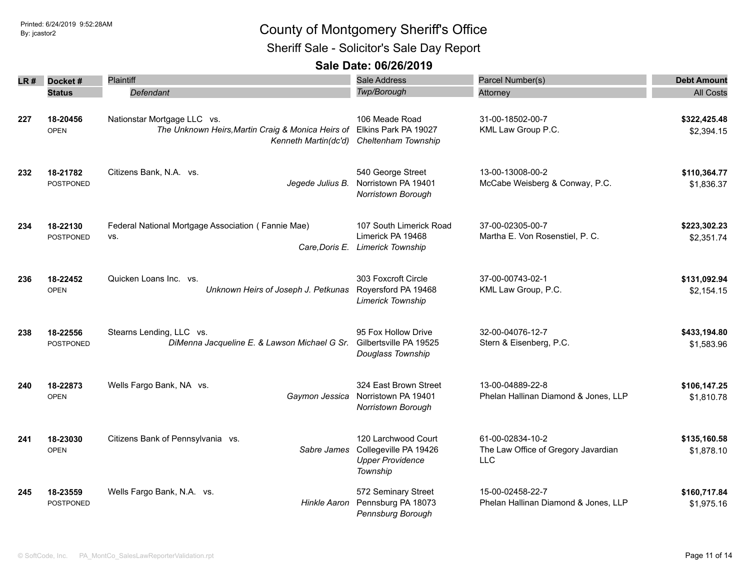# County of Montgomery Sheriff's Office

## Sheriff Sale - Solicitor's Sale Day Report

### Sale Date: 06/26/2019

| LR # | Docket # / Status | Plaintiff / Defendant | Sale Address / Twp/Borough | Parcel Number(s) / Attorney | Debt Amount / All Costs |
|---|---|---|---|---|---|
| 227 | **18-20456** OPEN | Nationstar Mortgage LLC vs. *The Unknown Heirs,Martin Craig & Monica Heirs of Kenneth Martin(dc'd)* | 106 Meade Road Elkins Park PA 19027 *Cheltenham Township* | 31-00-18502-00-7 KML Law Group P.C. | **$322,425.48** $2,394.15 |
| 232 | **18-21782** POSTPONED | Citizens Bank, N.A. vs. *Jegede Julius B.* | 540 George Street Norristown PA 19401 *Norristown Borough* | 13-00-13008-00-2 McCabe Weisberg & Conway, P.C. | **$110,364.77** $1,836.37 |
| 234 | **18-22130** POSTPONED | Federal National Mortgage Association ( Fannie Mae) vs. *Care,Doris E.* | 107 South Limerick Road Limerick PA 19468 *Limerick Township* | 37-00-02305-00-7 Martha E. Von Rosenstiel, P. C. | **$223,302.23** $2,351.74 |
| 236 | **18-22452** OPEN | Quicken Loans Inc. vs. *Unknown Heirs of Joseph J. Petkunas* | 303 Foxcroft Circle Royersford PA 19468 *Limerick Township* | 37-00-00743-02-1 KML Law Group, P.C. | **$131,092.94** $2,154.15 |
| 238 | **18-22556** POSTPONED | Stearns Lending, LLC vs. *DiMenna Jacqueline E. & Lawson Michael G Sr.* | 95 Fox Hollow Drive Gilbertsville PA 19525 *Douglass Township* | 32-00-04076-12-7 Stern & Eisenberg, P.C. | **$433,194.80** $1,583.96 |
| 240 | **18-22873** OPEN | Wells Fargo Bank, NA vs. *Gaymon Jessica* | 324 East Brown Street Norristown PA 19401 *Norristown Borough* | 13-00-04889-22-8 Phelan Hallinan Diamond & Jones, LLP | **$106,147.25** $1,810.78 |
| 241 | **18-23030** OPEN | Citizens Bank of Pennsylvania vs. *Sabre James* | 120 Larchwood Court Collegeville PA 19426 *Upper Providence Township* | 61-00-02834-10-2 The Law Office of Gregory Javardian LLC | **$135,160.58** $1,878.10 |
| 245 | **18-23559** POSTPONED | Wells Fargo Bank, N.A. vs. *Hinkle Aaron* | 572 Seminary Street Pennsburg PA 18073 *Pennsburg Borough* | 15-00-02458-22-7 Phelan Hallinan Diamond & Jones, LLP | **$160,717.84** $1,975.16 |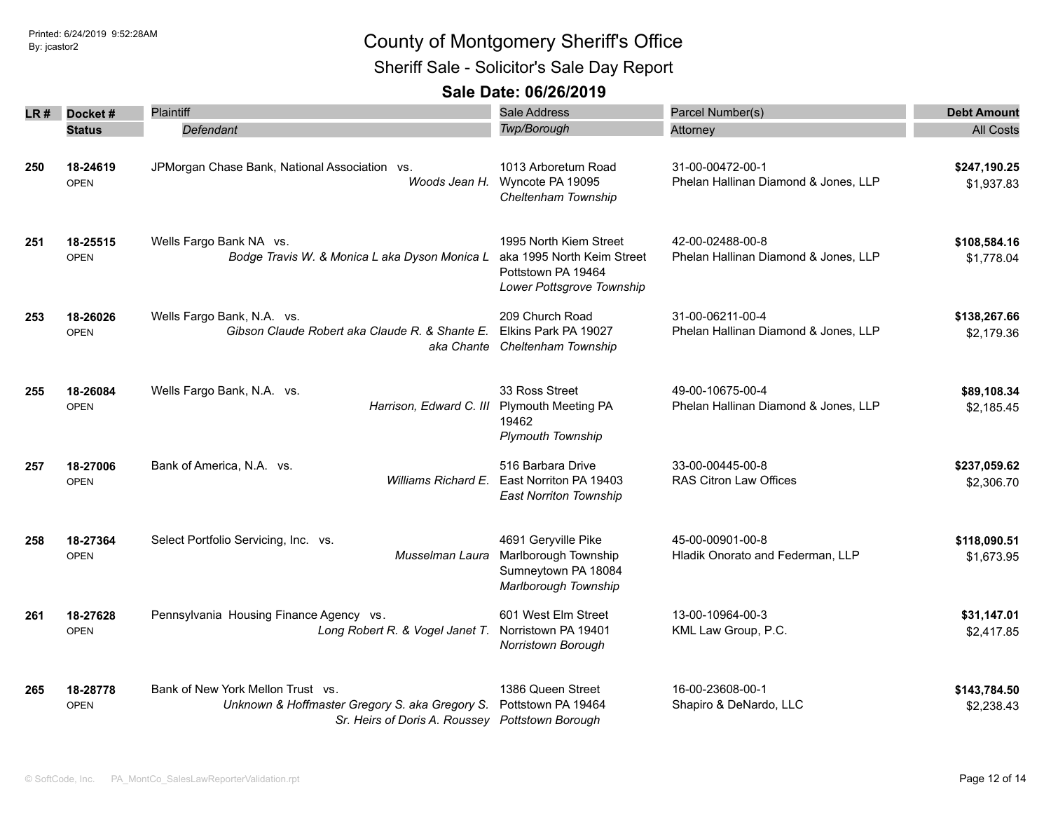# County of Montgomery Sheriff's Office

## Sheriff Sale - Solicitor's Sale Day Report

### Sale Date: 06/26/2019

| LR # | Docket # / Status | Plaintiff / *Defendant* | Sale Address / *Twp/Borough* | Parcel Number(s) / Attorney | Debt Amount / All Costs |
|---|---|---|---|---|---|
| **250** | **18-24619** OPEN | JPMorgan Chase Bank, National Association vs. *Woods Jean H.* | 1013 Arboretum Road Wyncote PA 19095 *Cheltenham Township* | 31-00-00472-00-1 Phelan Hallinan Diamond & Jones, LLP | **$247,190.25** $1,937.83 |
| **251** | **18-25515** OPEN | Wells Fargo Bank NA vs. *Bodge Travis W. & Monica L aka Dyson Monica L* | 1995 North Kiem Street aka 1995 North Keim Street Pottstown PA 19464 *Lower Pottsgrove Township* | 42-00-02488-00-8 Phelan Hallinan Diamond & Jones, LLP | **$108,584.16** $1,778.04 |
| **253** | **18-26026** OPEN | Wells Fargo Bank, N.A. vs. *Gibson Claude Robert aka Claude R. & Shante E. aka Chante* | 209 Church Road Elkins Park PA 19027 *Cheltenham Township* | 31-00-06211-00-4 Phelan Hallinan Diamond & Jones, LLP | **$138,267.66** $2,179.36 |
| **255** | **18-26084** OPEN | Wells Fargo Bank, N.A. vs. *Harrison, Edward C. III* | 33 Ross Street Plymouth Meeting PA 19462 *Plymouth Township* | 49-00-10675-00-4 Phelan Hallinan Diamond & Jones, LLP | **$89,108.34** $2,185.45 |
| **257** | **18-27006** OPEN | Bank of America, N.A. vs. *Williams Richard E.* | 516 Barbara Drive East Norriton PA 19403 *East Norriton Township* | 33-00-00445-00-8 RAS Citron Law Offices | **$237,059.62** $2,306.70 |
| **258** | **18-27364** OPEN | Select Portfolio Servicing, Inc. vs. *Musselman Laura* | 4691 Geryville Pike Marlborough Township Sumneytown PA 18084 *Marlborough Township* | 45-00-00901-00-8 Hladik Onorato and Federman, LLP | **$118,090.51** $1,673.95 |
| **261** | **18-27628** OPEN | Pennsylvania Housing Finance Agency vs. *Long Robert R. & Vogel Janet T.* | 601 West Elm Street Norristown PA 19401 *Norristown Borough* | 13-00-10964-00-3 KML Law Group, P.C. | **$31,147.01** $2,417.85 |
| **265** | **18-28778** OPEN | Bank of New York Mellon Trust vs. *Unknown & Hoffmaster Gregory S. aka Gregory S. Sr. Heirs of Doris A. Roussey* | 1386 Queen Street Pottstown PA 19464 *Pottstown Borough* | 16-00-23608-00-1 Shapiro & DeNardo, LLC | **$143,784.50** $2,238.43 |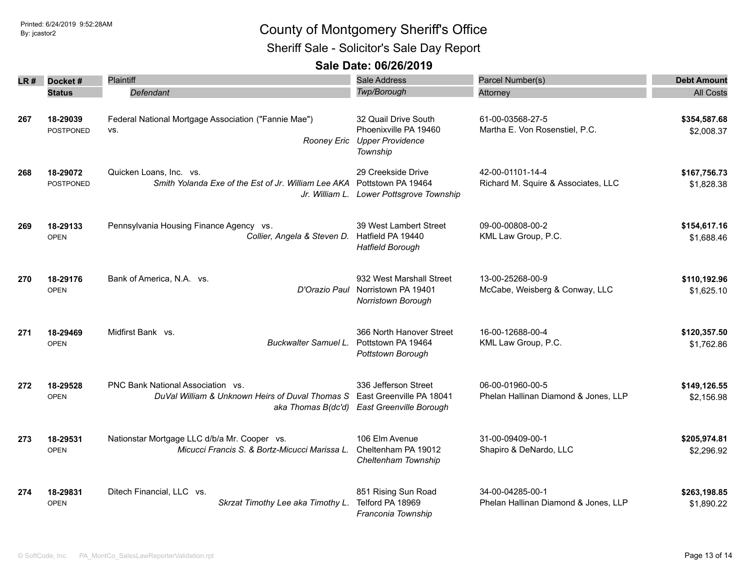# County of Montgomery Sheriff's Office

## Sheriff Sale - Solicitor's Sale Day Report

### Sale Date: 06/26/2019

| LR # | Docket # / Status | Plaintiff / *Defendant* | Sale Address / *Twp/Borough* | Parcel Number(s) / Attorney | Debt Amount / All Costs |
|---|---|---|---|---|---|
| **267** | **18-29039** POSTPONED | Federal National Mortgage Association ("Fannie Mae") vs. *Rooney Eric* | 32 Quail Drive South Phoenixville PA 19460 *Upper Providence Township* | 61-00-03568-27-5 Martha E. Von Rosenstiel, P.C. | **$354,587.68** $2,008.37 |
| **268** | **18-29072** POSTPONED | Quicken Loans, Inc. vs. *Smith Yolanda Exe of the Est of Jr. William Lee AKA Jr. William L.* | 29 Creekside Drive Pottstown PA 19464 *Lower Pottsgrove Township* | 42-00-01101-14-4 Richard M. Squire & Associates, LLC | **$167,756.73** $1,828.38 |
| **269** | **18-29133** OPEN | Pennsylvania Housing Finance Agency vs. *Collier, Angela & Steven D.* | 39 West Lambert Street Hatfield PA 19440 *Hatfield Borough* | 09-00-00808-00-2 KML Law Group, P.C. | **$154,617.16** $1,688.46 |
| **270** | **18-29176** OPEN | Bank of America, N.A. vs. *D'Orazio Paul* | 932 West Marshall Street Norristown PA 19401 *Norristown Borough* | 13-00-25268-00-9 McCabe, Weisberg & Conway, LLC | **$110,192.96** $1,625.10 |
| **271** | **18-29469** OPEN | Midfirst Bank vs. *Buckwalter Samuel L.* | 366 North Hanover Street Pottstown PA 19464 *Pottstown Borough* | 16-00-12688-00-4 KML Law Group, P.C. | **$120,357.50** $1,762.86 |
| **272** | **18-29528** OPEN | PNC Bank National Association vs. *DuVal William & Unknown Heirs of Duval Thomas S aka Thomas B(dc'd)* | 336 Jefferson Street East Greenville PA 18041 *East Greenville Borough* | 06-00-01960-00-5 Phelan Hallinan Diamond & Jones, LLP | **$149,126.55** $2,156.98 |
| **273** | **18-29531** OPEN | Nationstar Mortgage LLC d/b/a Mr. Cooper vs. *Micucci Francis S. & Bortz-Micucci Marissa L.* | 106 Elm Avenue Cheltenham PA 19012 *Cheltenham Township* | 31-00-09409-00-1 Shapiro & DeNardo, LLC | **$205,974.81** $2,296.92 |
| **274** | **18-29831** OPEN | Ditech Financial, LLC vs. *Skrzat Timothy Lee aka Timothy L.* | 851 Rising Sun Road Telford PA 18969 *Franconia Township* | 34-00-04285-00-1 Phelan Hallinan Diamond & Jones, LLP | **$263,198.85** $1,890.22 |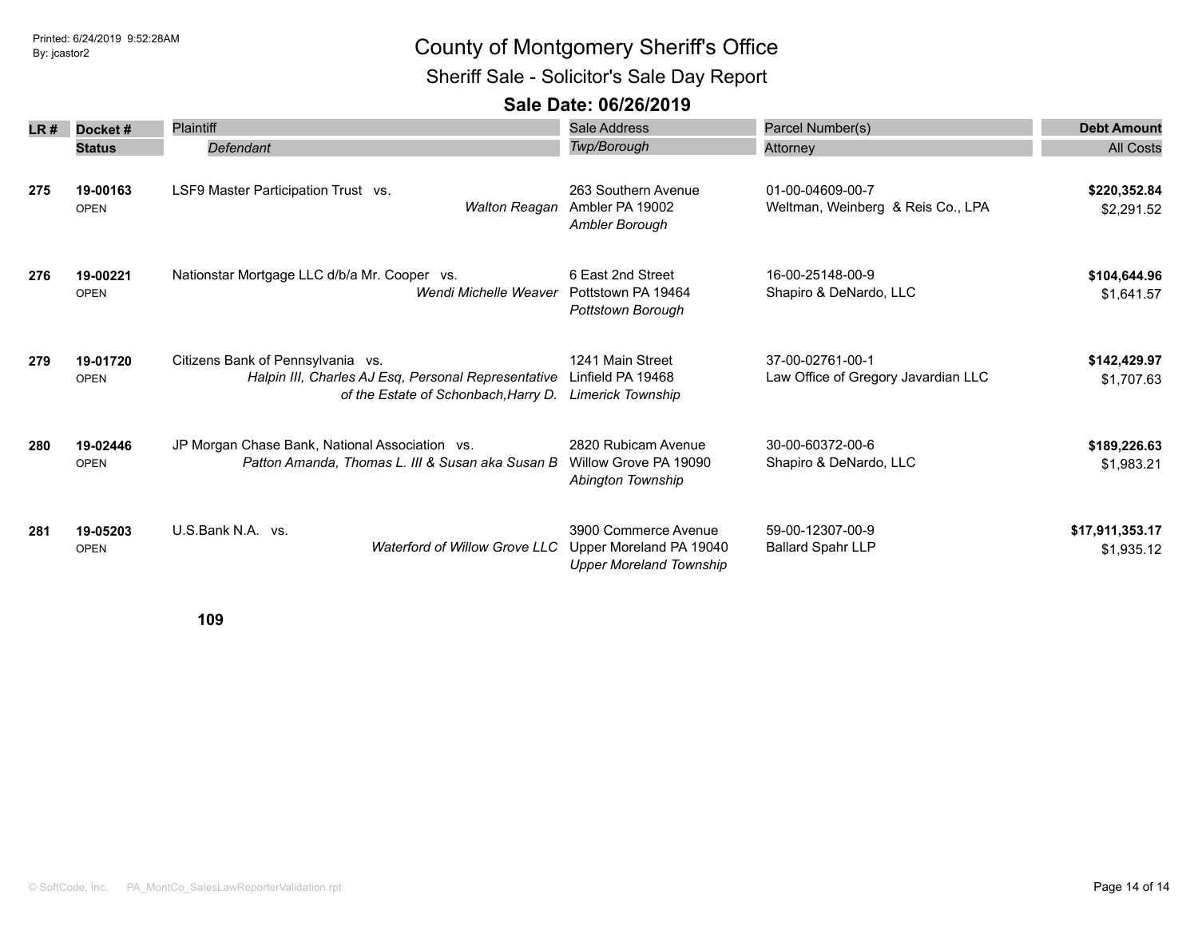# County of Montgomery Sheriff's Office

## Sheriff Sale - Solicitor's Sale Day Report

### Sale Date: 06/26/2019

| LR # | Docket # / Status | Plaintiff / *Defendant* | Sale Address / *Twp/Borough* | Parcel Number(s) / Attorney | Debt Amount / All Costs |
|---|---|---|---|---|---|
| 275 | 19-00163<br>OPEN | LSF9 Master Participation Trust vs.<br>*Walton Reagan* | 263 Southern Avenue<br>Ambler PA 19002<br>*Ambler Borough* | 01-00-04609-00-7<br>Weltman, Weinberg & Reis Co., LPA | **$220,352.84**<br>$2,291.52 |
| 276 | 19-00221<br>OPEN | Nationstar Mortgage LLC d/b/a Mr. Cooper vs.<br>*Wendi Michelle Weaver* | 6 East 2nd Street<br>Pottstown PA 19464<br>*Pottstown Borough* | 16-00-25148-00-9<br>Shapiro & DeNardo, LLC | **$104,644.96**<br>$1,641.57 |
| 279 | 19-01720<br>OPEN | Citizens Bank of Pennsylvania vs.<br>*Halpin III, Charles AJ Esq, Personal Representative of the Estate of Schonbach,Harry D.* | 1241 Main Street<br>Linfield PA 19468<br>*Limerick Township* | 37-00-02761-00-1<br>Law Office of Gregory Javardian LLC | **$142,429.97**<br>$1,707.63 |
| 280 | 19-02446<br>OPEN | JP Morgan Chase Bank, National Association vs.<br>*Patton Amanda, Thomas L. III & Susan aka Susan B* | 2820 Rubicam Avenue<br>Willow Grove PA 19090<br>*Abington Township* | 30-00-60372-00-6<br>Shapiro & DeNardo, LLC | **$189,226.63**<br>$1,983.21 |
| 281 | 19-05203<br>OPEN | U.S.Bank N.A. vs.<br>*Waterford of Willow Grove LLC* | 3900 Commerce Avenue<br>Upper Moreland PA 19040<br>*Upper Moreland Township* | 59-00-12307-00-9<br>Ballard Spahr LLP | **$17,911,353.17**<br>$1,935.12 |

**109**